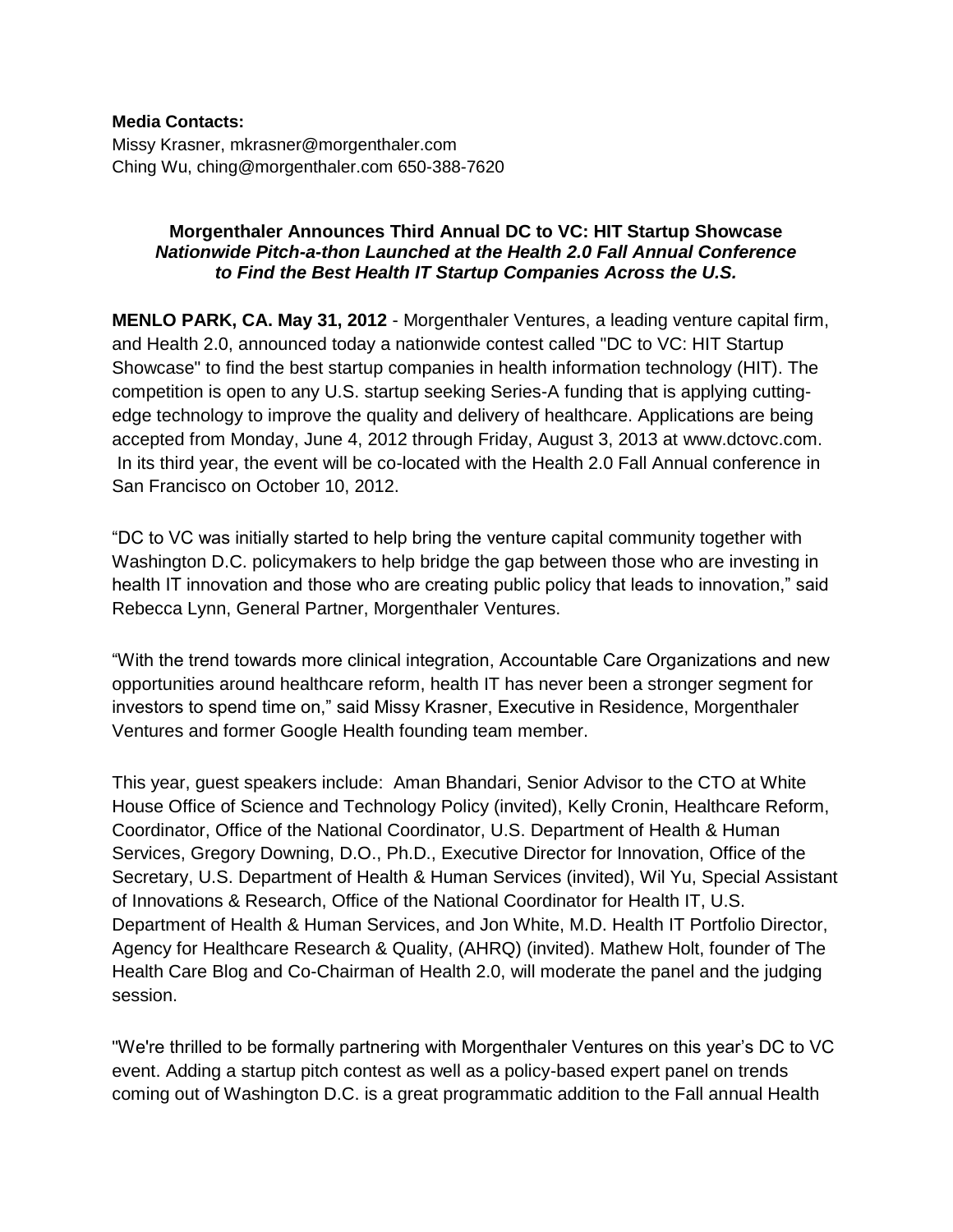**Media Contacts:**
Missy Krasner, mkrasner@morgenthaler.com
Ching Wu, ching@morgenthaler.com 650-388-7620

**Morgenthaler Announces Third Annual DC to VC: HIT Startup Showcase**
***Nationwide Pitch-a-thon Launched at the Health 2.0 Fall Annual Conference to Find the Best Health IT Startup Companies Across the U.S.***

**MENLO PARK, CA. May 31, 2012** - Morgenthaler Ventures, a leading venture capital firm, and Health 2.0, announced today a nationwide contest called "DC to VC: HIT Startup Showcase" to find the best startup companies in health information technology (HIT). The competition is open to any U.S. startup seeking Series-A funding that is applying cutting-edge technology to improve the quality and delivery of healthcare. Applications are being accepted from Monday, June 4, 2012 through Friday, August 3, 2013 at www.dctovc.com. In its third year, the event will be co-located with the Health 2.0 Fall Annual conference in San Francisco on October 10, 2012.

"DC to VC was initially started to help bring the venture capital community together with Washington D.C. policymakers to help bridge the gap between those who are investing in health IT innovation and those who are creating public policy that leads to innovation," said Rebecca Lynn, General Partner, Morgenthaler Ventures.

"With the trend towards more clinical integration, Accountable Care Organizations and new opportunities around healthcare reform, health IT has never been a stronger segment for investors to spend time on," said Missy Krasner, Executive in Residence, Morgenthaler Ventures and former Google Health founding team member.

This year, guest speakers include: Aman Bhandari, Senior Advisor to the CTO at White House Office of Science and Technology Policy (invited), Kelly Cronin, Healthcare Reform, Coordinator, Office of the National Coordinator, U.S. Department of Health & Human Services, Gregory Downing, D.O., Ph.D., Executive Director for Innovation, Office of the Secretary, U.S. Department of Health & Human Services (invited), Wil Yu, Special Assistant of Innovations & Research, Office of the National Coordinator for Health IT, U.S. Department of Health & Human Services, and Jon White, M.D. Health IT Portfolio Director, Agency for Healthcare Research & Quality, (AHRQ) (invited). Mathew Holt, founder of The Health Care Blog and Co-Chairman of Health 2.0, will moderate the panel and the judging session.

"We're thrilled to be formally partnering with Morgenthaler Ventures on this year's DC to VC event. Adding a startup pitch contest as well as a policy-based expert panel on trends coming out of Washington D.C. is a great programmatic addition to the Fall annual Health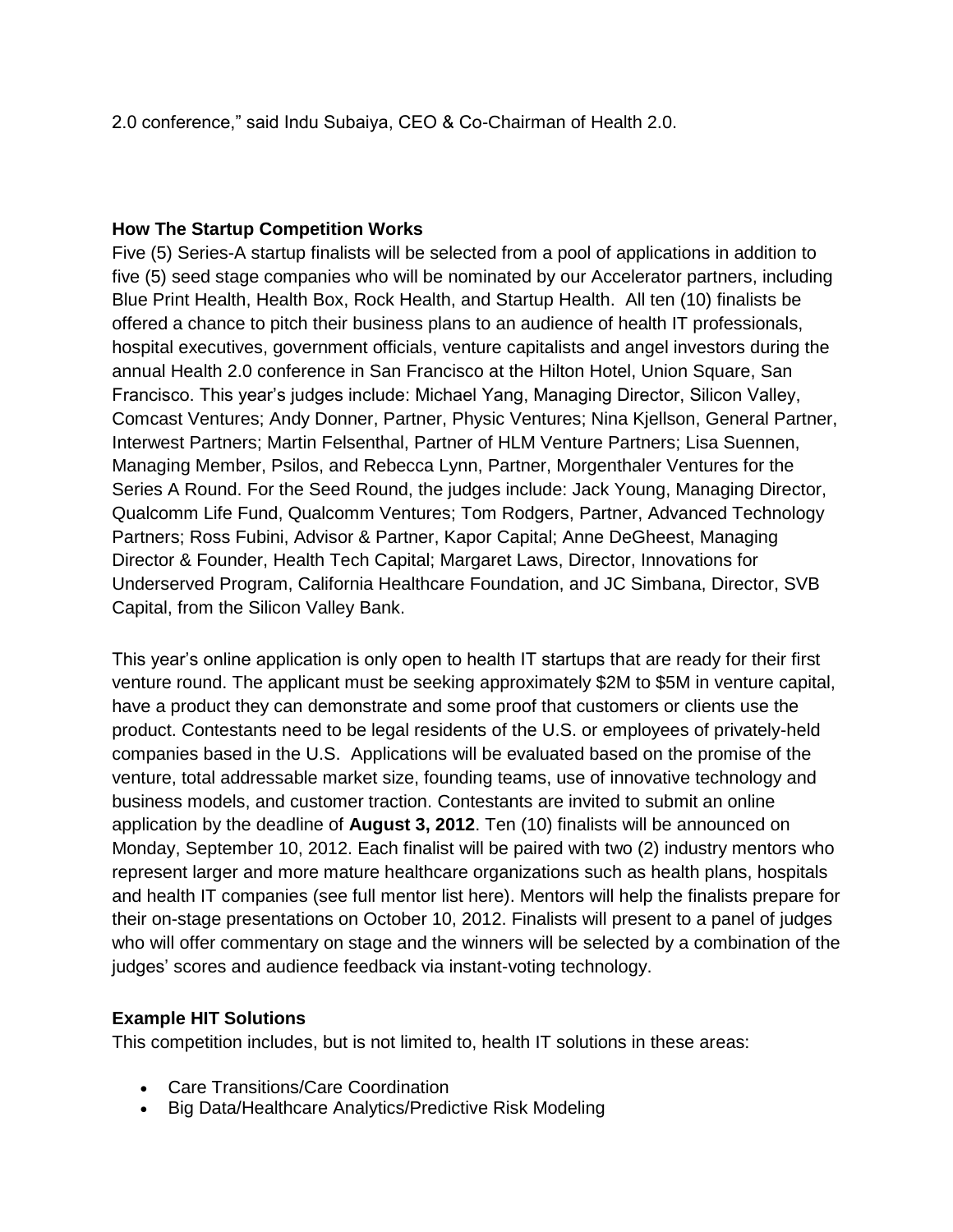2.0 conference," said Indu Subaiya, CEO & Co-Chairman of Health 2.0.

**How The Startup Competition Works**

Five (5) Series-A startup finalists will be selected from a pool of applications in addition to five (5) seed stage companies who will be nominated by our Accelerator partners, including Blue Print Health, Health Box, Rock Health, and Startup Health. All ten (10) finalists be offered a chance to pitch their business plans to an audience of health IT professionals, hospital executives, government officials, venture capitalists and angel investors during the annual Health 2.0 conference in San Francisco at the Hilton Hotel, Union Square, San Francisco. This year's judges include: Michael Yang, Managing Director, Silicon Valley, Comcast Ventures; Andy Donner, Partner, Physic Ventures; Nina Kjellson, General Partner, Interwest Partners; Martin Felsenthal, Partner of HLM Venture Partners; Lisa Suennen, Managing Member, Psilos, and Rebecca Lynn, Partner, Morgenthaler Ventures for the Series A Round. For the Seed Round, the judges include: Jack Young, Managing Director, Qualcomm Life Fund, Qualcomm Ventures; Tom Rodgers, Partner, Advanced Technology Partners; Ross Fubini, Advisor & Partner, Kapor Capital; Anne DeGheest, Managing Director & Founder, Health Tech Capital; Margaret Laws, Director, Innovations for Underserved Program, California Healthcare Foundation, and JC Simbana, Director, SVB Capital, from the Silicon Valley Bank.

This year's online application is only open to health IT startups that are ready for their first venture round. The applicant must be seeking approximately $2M to $5M in venture capital, have a product they can demonstrate and some proof that customers or clients use the product. Contestants need to be legal residents of the U.S. or employees of privately-held companies based in the U.S. Applications will be evaluated based on the promise of the venture, total addressable market size, founding teams, use of innovative technology and business models, and customer traction. Contestants are invited to submit an online application by the deadline of **August 3, 2012**. Ten (10) finalists will be announced on Monday, September 10, 2012. Each finalist will be paired with two (2) industry mentors who represent larger and more mature healthcare organizations such as health plans, hospitals and health IT companies (see full mentor list here). Mentors will help the finalists prepare for their on-stage presentations on October 10, 2012. Finalists will present to a panel of judges who will offer commentary on stage and the winners will be selected by a combination of the judges' scores and audience feedback via instant-voting technology.

**Example HIT Solutions**

This competition includes, but is not limited to, health IT solutions in these areas:

- Care Transitions/Care Coordination
- Big Data/Healthcare Analytics/Predictive Risk Modeling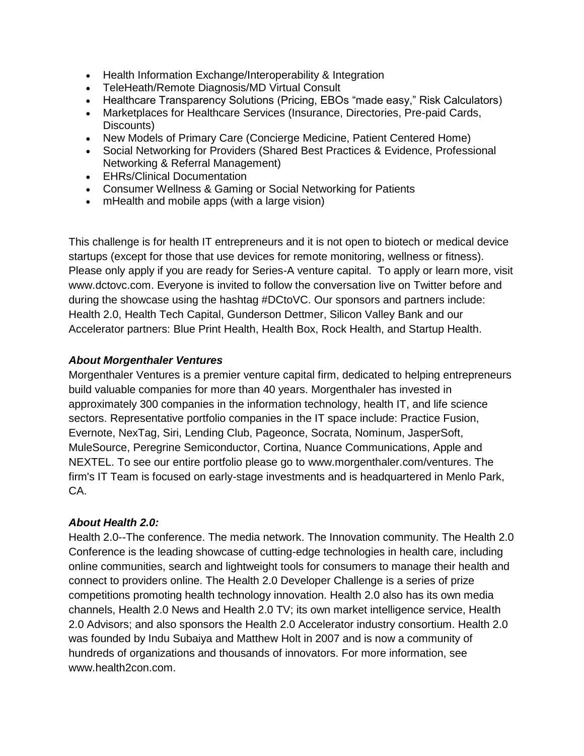- Health Information Exchange/Interoperability & Integration
- TeleHeath/Remote Diagnosis/MD Virtual Consult
- Healthcare Transparency Solutions (Pricing, EBOs "made easy," Risk Calculators)
- Marketplaces for Healthcare Services (Insurance, Directories, Pre-paid Cards, Discounts)
- New Models of Primary Care (Concierge Medicine, Patient Centered Home)
- Social Networking for Providers (Shared Best Practices & Evidence, Professional Networking & Referral Management)
- EHRs/Clinical Documentation
- Consumer Wellness & Gaming or Social Networking for Patients
- mHealth and mobile apps (with a large vision)

This challenge is for health IT entrepreneurs and it is not open to biotech or medical device startups (except for those that use devices for remote monitoring, wellness or fitness). Please only apply if you are ready for Series-A venture capital. To apply or learn more, visit www.dctovc.com. Everyone is invited to follow the conversation live on Twitter before and during the showcase using the hashtag #DCtoVC. Our sponsors and partners include: Health 2.0, Health Tech Capital, Gunderson Dettmer, Silicon Valley Bank and our Accelerator partners: Blue Print Health, Health Box, Rock Health, and Startup Health.

***About Morgenthaler Ventures***

Morgenthaler Ventures is a premier venture capital firm, dedicated to helping entrepreneurs build valuable companies for more than 40 years. Morgenthaler has invested in approximately 300 companies in the information technology, health IT, and life science sectors. Representative portfolio companies in the IT space include: Practice Fusion, Evernote, NexTag, Siri, Lending Club, Pageonce, Socrata, Nominum, JasperSoft, MuleSource, Peregrine Semiconductor, Cortina, Nuance Communications, Apple and NEXTEL. To see our entire portfolio please go to www.morgenthaler.com/ventures. The firm's IT Team is focused on early-stage investments and is headquartered in Menlo Park, CA.

***About Health 2.0:***

Health 2.0--The conference. The media network. The Innovation community. The Health 2.0 Conference is the leading showcase of cutting-edge technologies in health care, including online communities, search and lightweight tools for consumers to manage their health and connect to providers online. The Health 2.0 Developer Challenge is a series of prize competitions promoting health technology innovation. Health 2.0 also has its own media channels, Health 2.0 News and Health 2.0 TV; its own market intelligence service, Health 2.0 Advisors; and also sponsors the Health 2.0 Accelerator industry consortium. Health 2.0 was founded by Indu Subaiya and Matthew Holt in 2007 and is now a community of hundreds of organizations and thousands of innovators. For more information, see www.health2con.com.